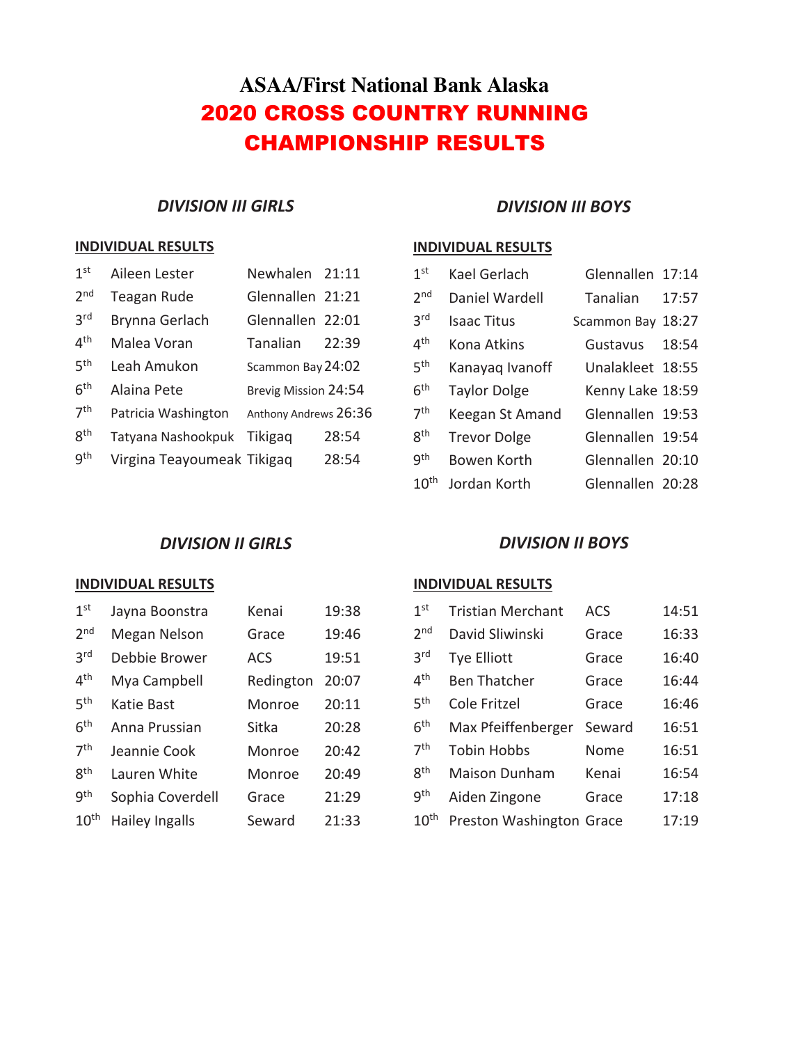# ASAA/First National Bank Alaska

# 2020 CROSS COUNTRY RUNNING CHAMPIONSHIP RESULTS

## *DIVISION III GIRLS*

**INDIVIDUAL RESULTS**

| Place | Name | School | Time |
|---|---|---|---|
| 1st | Aileen Lester | Newhalen | 21:11 |
| 2nd | Teagan Rude | Glennallen | 21:21 |
| 3rd | Brynna Gerlach | Glennallen | 22:01 |
| 4th | Malea Voran | Tanalian | 22:39 |
| 5th | Leah Amukon | Scammon Bay | 24:02 |
| 6th | Alaina Pete | Brevig Mission | 24:54 |
| 7th | Patricia Washington | Anthony Andrews | 26:36 |
| 8th | Tatyana Nashookpuk | Tikigaq | 28:54 |
| 9th | Virgina Teayoumeak | Tikigaq | 28:54 |

## *DIVISION III BOYS*

**INDIVIDUAL RESULTS**

| Place | Name | School | Time |
|---|---|---|---|
| 1st | Kael Gerlach | Glennallen | 17:14 |
| 2nd | Daniel Wardell | Tanalian | 17:57 |
| 3rd | Isaac Titus | Scammon Bay | 18:27 |
| 4th | Kona Atkins | Gustavus | 18:54 |
| 5th | Kanayaq Ivanoff | Unalakleet | 18:55 |
| 6th | Taylor Dolge | Kenny Lake | 18:59 |
| 7th | Keegan St Amand | Glennallen | 19:53 |
| 8th | Trevor Dolge | Glennallen | 19:54 |
| 9th | Bowen Korth | Glennallen | 20:10 |
| 10th | Jordan Korth | Glennallen | 20:28 |

## *DIVISION II GIRLS*

**INDIVIDUAL RESULTS**

| Place | Name | School | Time |
|---|---|---|---|
| 1st | Jayna Boonstra | Kenai | 19:38 |
| 2nd | Megan Nelson | Grace | 19:46 |
| 3rd | Debbie Brower | ACS | 19:51 |
| 4th | Mya Campbell | Redington | 20:07 |
| 5th | Katie Bast | Monroe | 20:11 |
| 6th | Anna Prussian | Sitka | 20:28 |
| 7th | Jeannie Cook | Monroe | 20:42 |
| 8th | Lauren White | Monroe | 20:49 |
| 9th | Sophia Coverdell | Grace | 21:29 |
| 10th | Hailey Ingalls | Seward | 21:33 |

## *DIVISION II BOYS*

**INDIVIDUAL RESULTS**

| Place | Name | School | Time |
|---|---|---|---|
| 1st | Tristian Merchant | ACS | 14:51 |
| 2nd | David Sliwinski | Grace | 16:33 |
| 3rd | Tye Elliott | Grace | 16:40 |
| 4th | Ben Thatcher | Grace | 16:44 |
| 5th | Cole Fritzel | Grace | 16:46 |
| 6th | Max Pfeiffenberger | Seward | 16:51 |
| 7th | Tobin Hobbs | Nome | 16:51 |
| 8th | Maison Dunham | Kenai | 16:54 |
| 9th | Aiden Zingone | Grace | 17:18 |
| 10th | Preston Washington | Grace | 17:19 |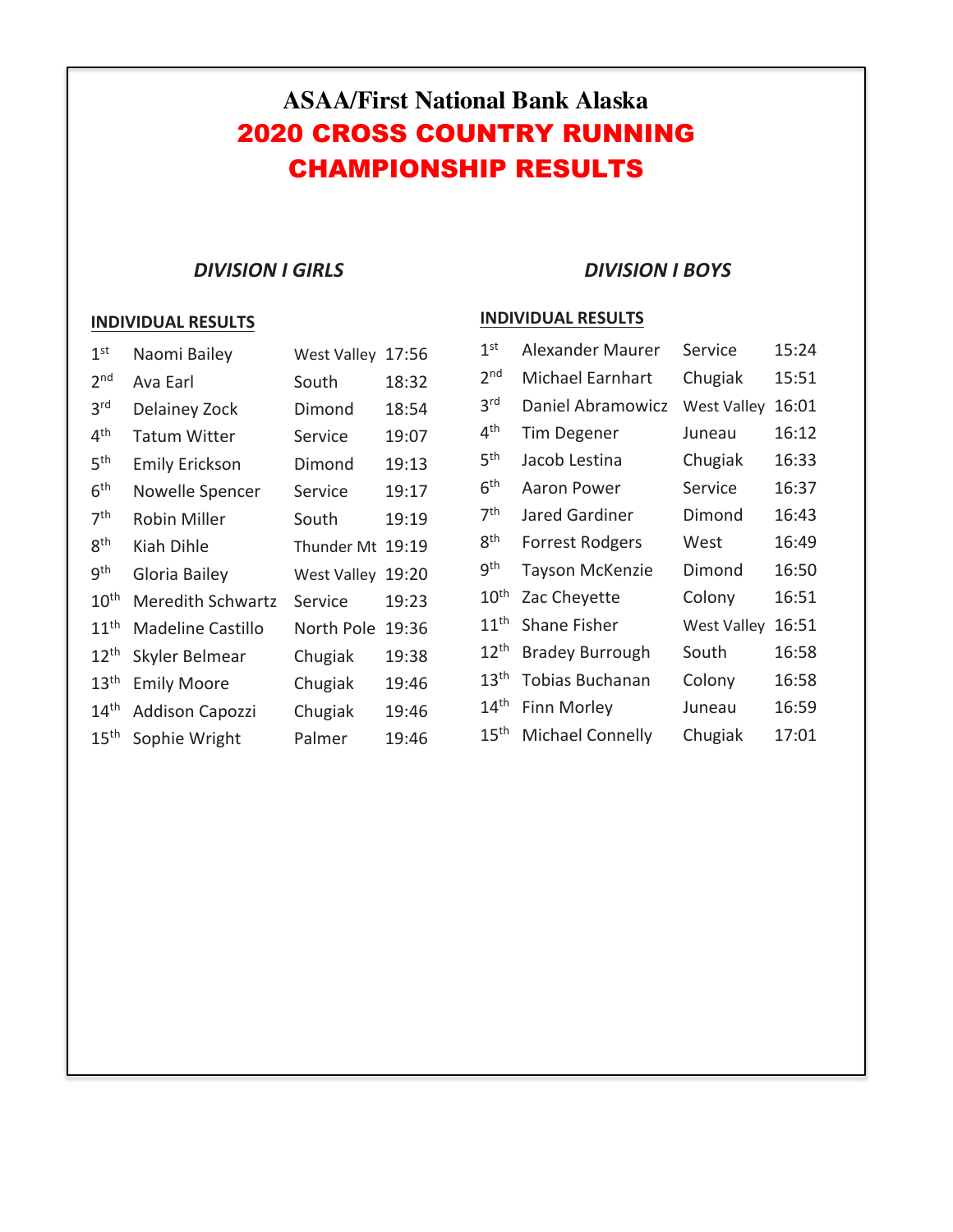# ASAA/First National Bank Alaska

# 2020 CROSS COUNTRY RUNNING CHAMPIONSHIP RESULTS

## *DIVISION I GIRLS*

**INDIVIDUAL RESULTS**

| | | | |
|---|---|---|---|
| 1st | Naomi Bailey | West Valley | 17:56 |
| 2nd | Ava Earl | South | 18:32 |
| 3rd | Delainey Zock | Dimond | 18:54 |
| 4th | Tatum Witter | Service | 19:07 |
| 5th | Emily Erickson | Dimond | 19:13 |
| 6th | Nowelle Spencer | Service | 19:17 |
| 7th | Robin Miller | South | 19:19 |
| 8th | Kiah Dihle | Thunder Mt | 19:19 |
| 9th | Gloria Bailey | West Valley | 19:20 |
| 10th | Meredith Schwartz | Service | 19:23 |
| 11th | Madeline Castillo | North Pole | 19:36 |
| 12th | Skyler Belmear | Chugiak | 19:38 |
| 13th | Emily Moore | Chugiak | 19:46 |
| 14th | Addison Capozzi | Chugiak | 19:46 |
| 15th | Sophie Wright | Palmer | 19:46 |

## *DIVISION I BOYS*

**INDIVIDUAL RESULTS**

| | | | |
|---|---|---|---|
| 1st | Alexander Maurer | Service | 15:24 |
| 2nd | Michael Earnhart | Chugiak | 15:51 |
| 3rd | Daniel Abramowicz | West Valley | 16:01 |
| 4th | Tim Degener | Juneau | 16:12 |
| 5th | Jacob Lestina | Chugiak | 16:33 |
| 6th | Aaron Power | Service | 16:37 |
| 7th | Jared Gardiner | Dimond | 16:43 |
| 8th | Forrest Rodgers | West | 16:49 |
| 9th | Tayson McKenzie | Dimond | 16:50 |
| 10th | Zac Cheyette | Colony | 16:51 |
| 11th | Shane Fisher | West Valley | 16:51 |
| 12th | Bradey Burrough | South | 16:58 |
| 13th | Tobias Buchanan | Colony | 16:58 |
| 14th | Finn Morley | Juneau | 16:59 |
| 15th | Michael Connelly | Chugiak | 17:01 |